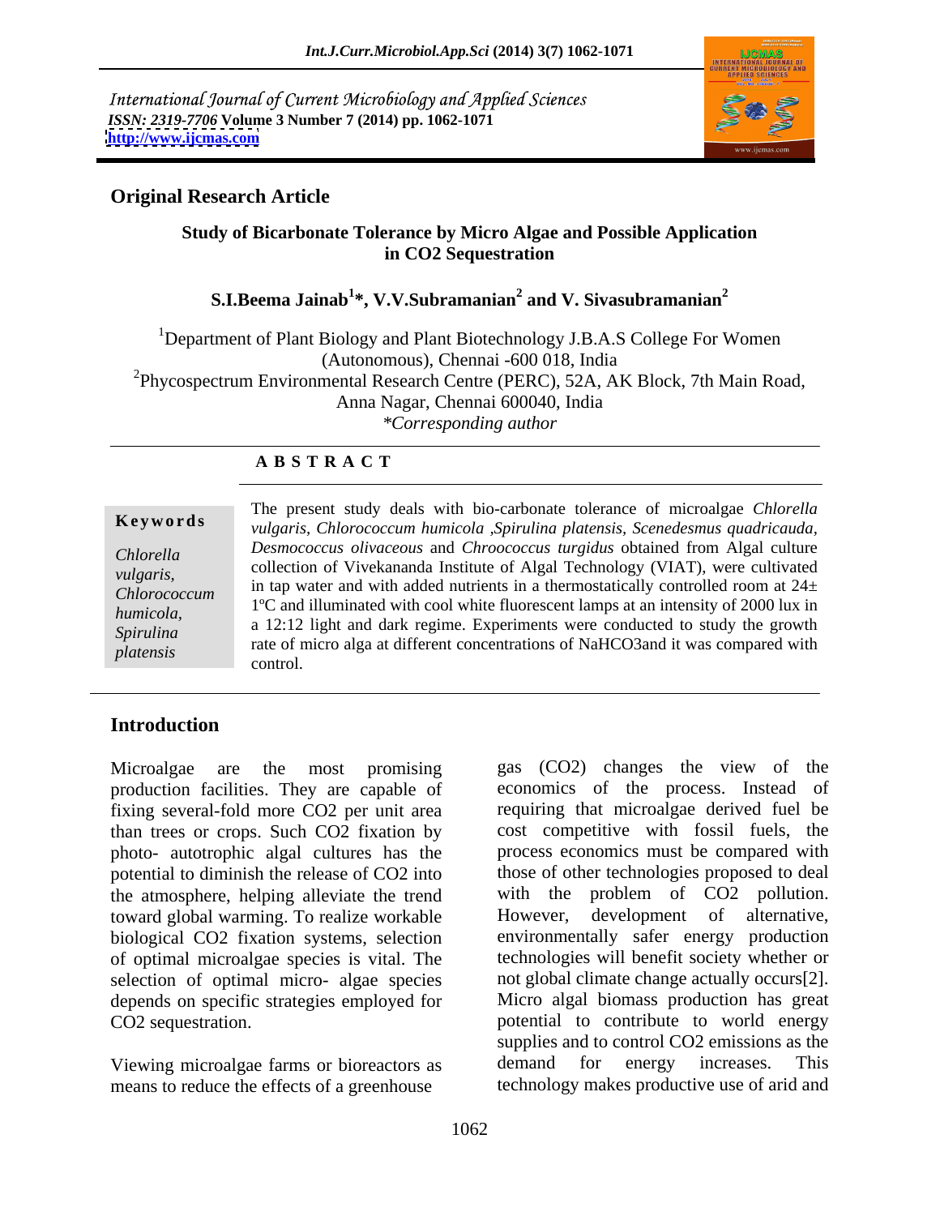International Journal of Current Microbiology and Applied Sciences
*ISSN: 2319-7706* **Volume 3 Number 7 (2014) pp. 1062-1071**
**http://www.ijcmas.com**

**Original Research Article**

# Study of Bicarbonate Tolerance by Micro Algae and Possible Application in CO2 Sequestration

**S.I.Beema Jainab[1]\*, V.V.Subramanian[2] and V. Sivasubramanian[2]**

[1]Department of Plant Biology and Plant Biotechnology J.B.A.S College For Women (Autonomous), Chennai -600 018, India
[2]Phycospectrum Environmental Research Centre (PERC), 52A, AK Block, 7th Main Road, Anna Nagar, Chennai 600040, India
*\*Corresponding author*

**A B S T R A C T**

**Keywords**

*Chlorella vulgaris, Chlorococcum humicola, Spirulina platensis*

The present study deals with bio-carbonate tolerance of microalgae *Chlorella vulgaris, Chlorococcum humicola ,Spirulina platensis, Scenedesmus quadricauda, Desmococcus olivaceous* and *Chroococcus turgidus* obtained from Algal culture collection of Vivekananda Institute of Algal Technology (VIAT), were cultivated in tap water and with added nutrients in a thermostatically controlled room at 24± 1ºC and illuminated with cool white fluorescent lamps at an intensity of 2000 lux in a 12:12 light and dark regime. Experiments were conducted to study the growth rate of micro alga at different concentrations of NaHCO3and it was compared with control.

## Introduction

Microalgae are the most promising production facilities. They are capable of fixing several-fold more CO2 per unit area than trees or crops. Such CO2 fixation by photo- autotrophic algal cultures has the potential to diminish the release of CO2 into the atmosphere, helping alleviate the trend toward global warming. To realize workable biological CO2 fixation systems, selection of optimal microalgae species is vital. The selection of optimal micro- algae species depends on specific strategies employed for CO2 sequestration.

Viewing microalgae farms or bioreactors as means to reduce the effects of a greenhouse gas (CO2) changes the view of the economics of the process. Instead of requiring that microalgae derived fuel be cost competitive with fossil fuels, the process economics must be compared with those of other technologies proposed to deal with the problem of CO2 pollution. However, development of alternative, environmentally safer energy production technologies will benefit society whether or not global climate change actually occurs[2]. Micro algal biomass production has great potential to contribute to world energy supplies and to control CO2 emissions as the demand for energy increases. This technology makes productive use of arid and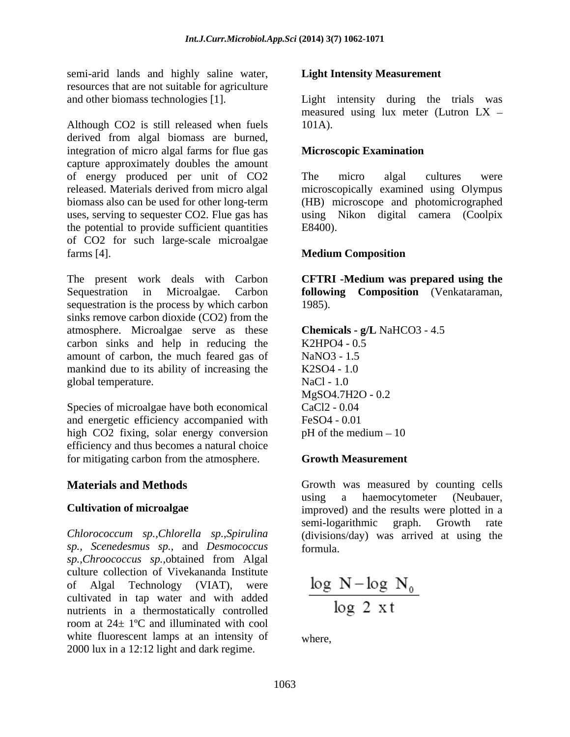semi-arid lands and highly saline water, resources that are not suitable for agriculture and other biomass technologies [1].

Although $CO_2$ is still released when fuels derived from algal biomass are burned, integration of micro algal farms for flue gas capture approximately doubles the amount of energy produced per unit of $CO_2$ released. Materials derived from micro algal biomass also can be used for other long-term uses, serving to sequester $CO_2$. Flue gas has the potential to provide sufficient quantities of $CO_2$ for such large-scale microalgae farms [4].

The present work deals with Carbon Sequestration in Microalgae. Carbon sequestration is the process by which carbon sinks remove carbon dioxide ($CO_2$) from the atmosphere. Microalgae serve as these carbon sinks and help in reducing the amount of carbon, the much feared gas of mankind due to its ability of increasing the global temperature.

Species of microalgae have both economical and energetic efficiency accompanied with high $CO_2$ fixing, solar energy conversion efficiency and thus becomes a natural choice for mitigating carbon from the atmosphere.

## Materials and Methods

### Cultivation of microalgae

*Chlorococcum sp.*,*Chlorella sp.*,*Spirulina sp.*, *Scenedesmus sp.*, and *Desmococcus sp.*,*Chroococcus sp.*,obtained from Algal culture collection of Vivekananda Institute of Algal Technology (VIAT), were cultivated in tap water and with added nutrients in a thermostatically controlled room at 24± 1ºC and illuminated with cool white fluorescent lamps at an intensity of 2000 lux in a 12:12 light and dark regime.

### Light Intensity Measurement

Light intensity during the trials was measured using lux meter (Lutron LX – 101A).

### Microscopic Examination

The micro algal cultures were microscopically examined using Olympus (HB) microscope and photomicrographed using Nikon digital camera (Coolpix E8400).

### Medium Composition

**CFTRI -Medium was prepared using the following Composition** (Venkataraman, 1985).

**Chemicals - g/L** $NaHCO_3$ - 4.5
$K_2HPO_4$ - 0.5
$NaNO_3$ - 1.5
$K_2SO_4$ - 1.0
NaCl - 1.0
$MgSO_4.7H_2O$ - 0.2
$CaCl_2$ - 0.04
$FeSO_4$ - 0.01
pH of the medium – 10

### Growth Measurement

Growth was measured by counting cells using a haemocytometer (Neubauer, improved) and the results were plotted in a semi-logarithmic graph. Growth rate (divisions/day) was arrived at using the formula.

$$\frac{\log N - \log N_0}{\log 2 \; x t}$$

where,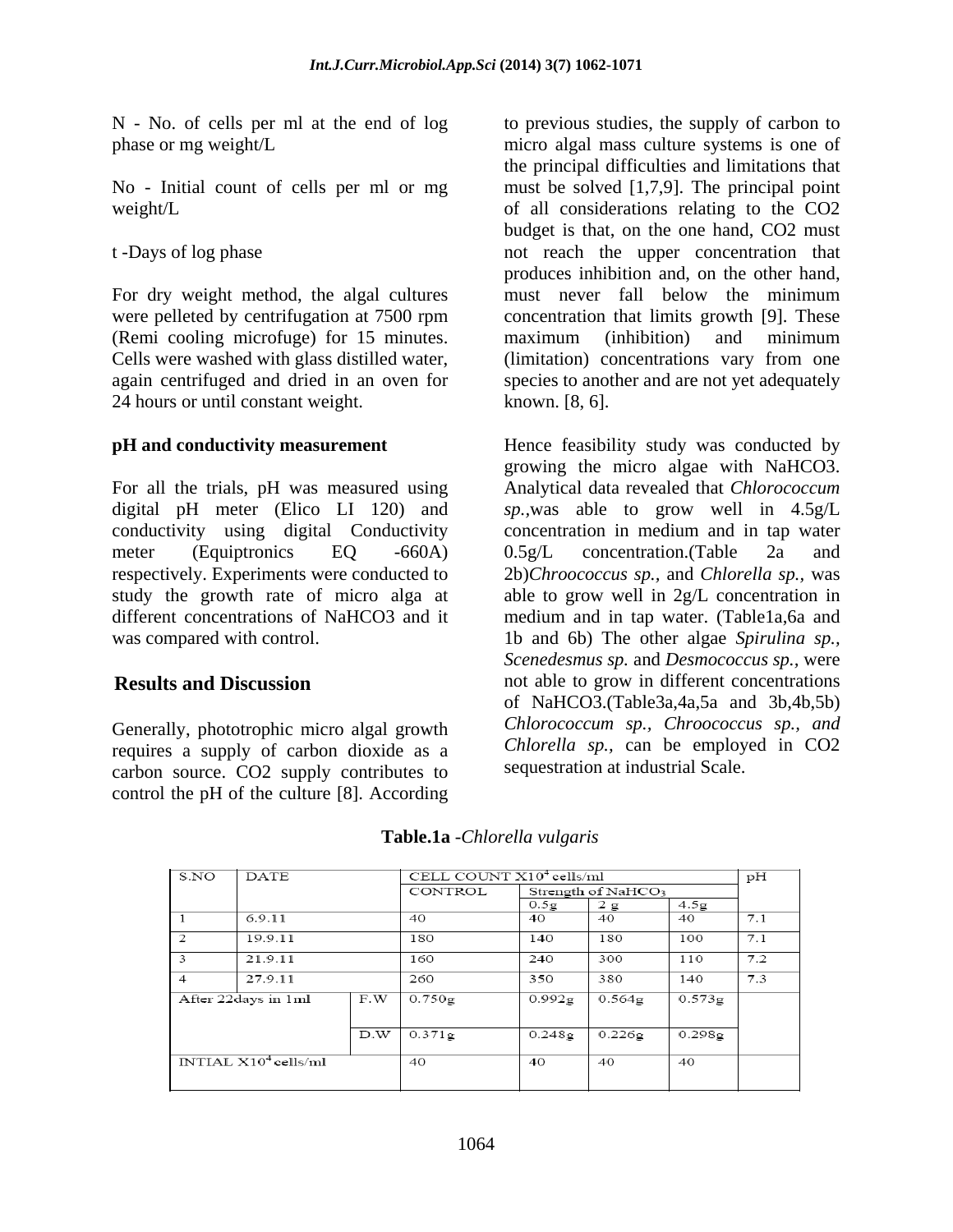N - No. of cells per ml at the end of log phase or mg weight/L

No - Initial count of cells per ml or mg weight/L

t -Days of log phase

For dry weight method, the algal cultures were pelleted by centrifugation at 7500 rpm (Remi cooling microfuge) for 15 minutes. Cells were washed with glass distilled water, again centrifuged and dried in an oven for 24 hours or until constant weight.

**pH and conductivity measurement**

For all the trials, pH was measured using digital pH meter (Elico LI 120) and conductivity using digital Conductivity meter (Equiptronics EQ -660A) respectively. Experiments were conducted to study the growth rate of micro alga at different concentrations of $NaHCO_3$ and it was compared with control.

## Results and Discussion

Generally, phototrophic micro algal growth requires a supply of carbon dioxide as a carbon source. $CO_2$ supply contributes to control the pH of the culture [8]. According to previous studies, the supply of carbon to micro algal mass culture systems is one of the principal difficulties and limitations that must be solved [1,7,9]. The principal point of all considerations relating to the $CO_2$ budget is that, on the one hand, $CO_2$ must not reach the upper concentration that produces inhibition and, on the other hand, must never fall below the minimum concentration that limits growth [9]. These maximum (inhibition) and minimum (limitation) concentrations vary from one species to another and are not yet adequately known. [8, 6].

Hence feasibility study was conducted by growing the micro algae with $NaHCO_3$. Analytical data revealed that *Chlorococcum sp.*,was able to grow well in 4.5g/L concentration in medium and in tap water 0.5g/L concentration.(Table 2a and 2b)*Chroococcus sp.*, and *Chlorella sp.*, was able to grow well in 2g/L concentration in medium and in tap water. (Table1a,6a and 1b and 6b) The other algae *Spirulina sp.*, *Scenedesmus sp.* and *Desmococcus sp.*, were not able to grow in different concentrations of $NaHCO_3$.(Table3a,4a,5a and 3b,4b,5b) *Chlorococcum sp.*, *Chroococcus sp., and Chlorella sp.*, can be employed in $CO_2$ sequestration at industrial Scale.

**Table.1a** -*Chlorella vulgaris*

| S.NO | DATE | | CELL COUNT $X10^4$ cells/ml | | | | pH |
|---|---|---|---|---|---|---|---|
| | | | CONTROL | Strength of $NaHCO_3$ | | | |
| | | | | 0.5g | 2 g | 4.5g | |
| 1 | 6.9.11 | | 40 | 40 | 40 | 40 | 7.1 |
| 2 | 19.9.11 | | 180 | 140 | 180 | 100 | 7.1 |
| 3 | 21.9.11 | | 160 | 240 | 300 | 110 | 7.2 |
| 4 | 27.9.11 | | 260 | 350 | 380 | 140 | 7.3 |
| After 22days in 1ml | | F.W | 0.750g | 0.992g | 0.564g | 0.573g | |
| | | D.W | 0.371g | 0.248g | 0.226g | 0.298g | |
| INTIAL $X10^4$ cells/ml | | | 40 | 40 | 40 | 40 | |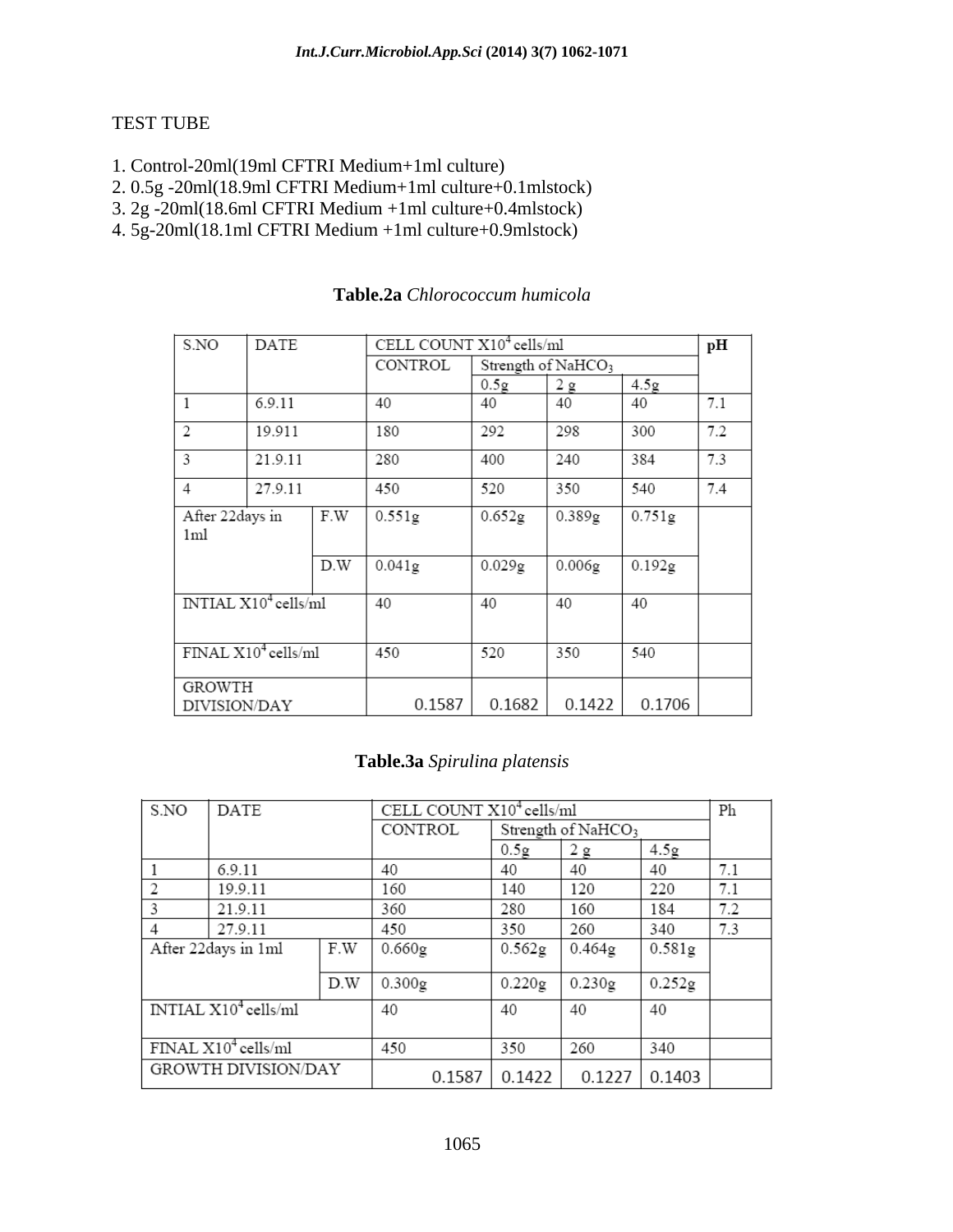TEST TUBE

1. Control-20ml(19ml CFTRI Medium+1ml culture)
2. 0.5g -20ml(18.9ml CFTRI Medium+1ml culture+0.1mlstock)
3. 2g -20ml(18.6ml CFTRI Medium +1ml culture+0.4mlstock)
4. 5g-20ml(18.1ml CFTRI Medium +1ml culture+0.9mlstock)

**Table.2a** *Chlorococcum humicola*

| S.NO | DATE | | CELL COUNT X$10^4$ cells/ml | | | | pH |
|---|---|---|---|---|---|---|---|
| | | | CONTROL | Strength of $NaHCO_3$ | | | |
| | | | | 0.5g | 2 g | 4.5g | |
| 1 | 6.9.11 | | 40 | 40 | 40 | 40 | 7.1 |
| 2 | 19.911 | | 180 | 292 | 298 | 300 | 7.2 |
| 3 | 21.9.11 | | 280 | 400 | 240 | 384 | 7.3 |
| 4 | 27.9.11 | | 450 | 520 | 350 | 540 | 7.4 |
| After 22days in 1ml | | F.W | 0.551g | 0.652g | 0.389g | 0.751g | |
| | | D.W | 0.041g | 0.029g | 0.006g | 0.192g | |
| INTIAL X$10^4$ cells/ml | | | 40 | 40 | 40 | 40 | |
| FINAL X$10^4$ cells/ml | | | 450 | 520 | 350 | 540 | |
| GROWTH DIVISION/DAY | | | 0.1587 | 0.1682 | 0.1422 | 0.1706 | |

**Table.3a** *Spirulina platensis*

| S.NO | DATE | | CELL COUNT X$10^4$ cells/ml | | | | Ph |
|---|---|---|---|---|---|---|---|
| | | | CONTROL | Strength of $NaHCO_3$ | | | |
| | | | | 0.5g | 2 g | 4.5g | |
| 1 | 6.9.11 | | 40 | 40 | 40 | 40 | 7.1 |
| 2 | 19.9.11 | | 160 | 140 | 120 | 220 | 7.1 |
| 3 | 21.9.11 | | 360 | 280 | 160 | 184 | 7.2 |
| 4 | 27.9.11 | | 450 | 350 | 260 | 340 | 7.3 |
| After 22days in 1ml | | F.W | 0.660g | 0.562g | 0.464g | 0.581g | |
| | | D.W | 0.300g | 0.220g | 0.230g | 0.252g | |
| INTIAL X$10^4$ cells/ml | | | 40 | 40 | 40 | 40 | |
| FINAL X$10^4$ cells/ml | | | 450 | 350 | 260 | 340 | |
| GROWTH DIVISION/DAY | | | 0.1587 | 0.1422 | 0.1227 | 0.1403 | |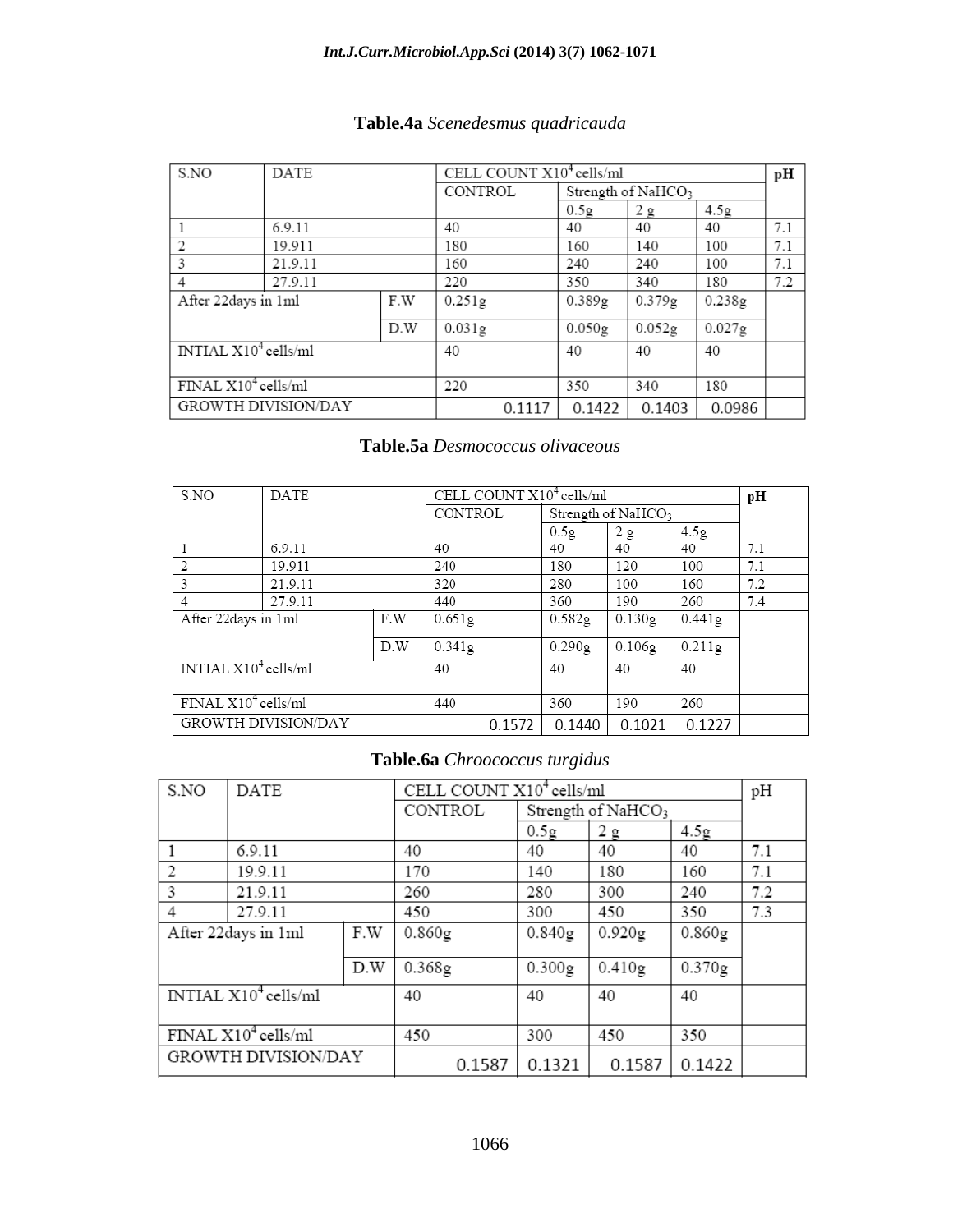**Table.4a** *Scenedesmus quadricauda*

| S.NO | DATE | | CELL COUNT X$10^4$ cells/ml | | | | pH |
|---|---|---|---|---|---|---|---|
| | | | CONTROL | Strength of $NaHCO_3$ | | | |
| | | | | 0.5g | 2 g | 4.5g | |
| 1 | 6.9.11 | | 40 | 40 | 40 | 40 | 7.1 |
| 2 | 19.911 | | 180 | 160 | 140 | 100 | 7.1 |
| 3 | 21.9.11 | | 160 | 240 | 240 | 100 | 7.1 |
| 4 | 27.9.11 | | 220 | 350 | 340 | 180 | 7.2 |
| After 22days in 1ml | | F.W | 0.251g | 0.389g | 0.379g | 0.238g | |
| | | D.W | 0.031g | 0.050g | 0.052g | 0.027g | |
| INTIAL X$10^4$ cells/ml | | | 40 | 40 | 40 | 40 | |
| FINAL X$10^4$ cells/ml | | | 220 | 350 | 340 | 180 | |
| GROWTH DIVISION/DAY | | | 0.1117 | 0.1422 | 0.1403 | 0.0986 | |

**Table.5a** *Desmococcus olivaceous*

| S.NO | DATE | | CELL COUNT X$10^4$ cells/ml | | | | pH |
|---|---|---|---|---|---|---|---|
| | | | CONTROL | Strength of $NaHCO_3$ | | | |
| | | | | 0.5g | 2 g | 4.5g | |
| 1 | 6.9.11 | | 40 | 40 | 40 | 40 | 7.1 |
| 2 | 19.911 | | 240 | 180 | 120 | 100 | 7.1 |
| 3 | 21.9.11 | | 320 | 280 | 100 | 160 | 7.2 |
| 4 | 27.9.11 | | 440 | 360 | 190 | 260 | 7.4 |
| After 22days in 1ml | | F.W | 0.651g | 0.582g | 0.130g | 0.441g | |
| | | D.W | 0.341g | 0.290g | 0.106g | 0.211g | |
| INTIAL X$10^4$ cells/ml | | | 40 | 40 | 40 | 40 | |
| FINAL X$10^4$ cells/ml | | | 440 | 360 | 190 | 260 | |
| GROWTH DIVISION/DAY | | | 0.1572 | 0.1440 | 0.1021 | 0.1227 | |

**Table.6a** *Chroococcus turgidus*

| S.NO | DATE | | CELL COUNT X$10^4$ cells/ml | | | | pH |
|---|---|---|---|---|---|---|---|
| | | | CONTROL | Strength of $NaHCO_3$ | | | |
| | | | | 0.5g | 2 g | 4.5g | |
| 1 | 6.9.11 | | 40 | 40 | 40 | 40 | 7.1 |
| 2 | 19.9.11 | | 170 | 140 | 180 | 160 | 7.1 |
| 3 | 21.9.11 | | 260 | 280 | 300 | 240 | 7.2 |
| 4 | 27.9.11 | | 450 | 300 | 450 | 350 | 7.3 |
| After 22days in 1ml | | F.W | 0.860g | 0.840g | 0.920g | 0.860g | |
| | | D.W | 0.368g | 0.300g | 0.410g | 0.370g | |
| INTIAL X$10^4$ cells/ml | | | 40 | 40 | 40 | 40 | |
| FINAL X$10^4$ cells/ml | | | 450 | 300 | 450 | 350 | |
| GROWTH DIVISION/DAY | | | 0.1587 | 0.1321 | 0.1587 | 0.1422 | |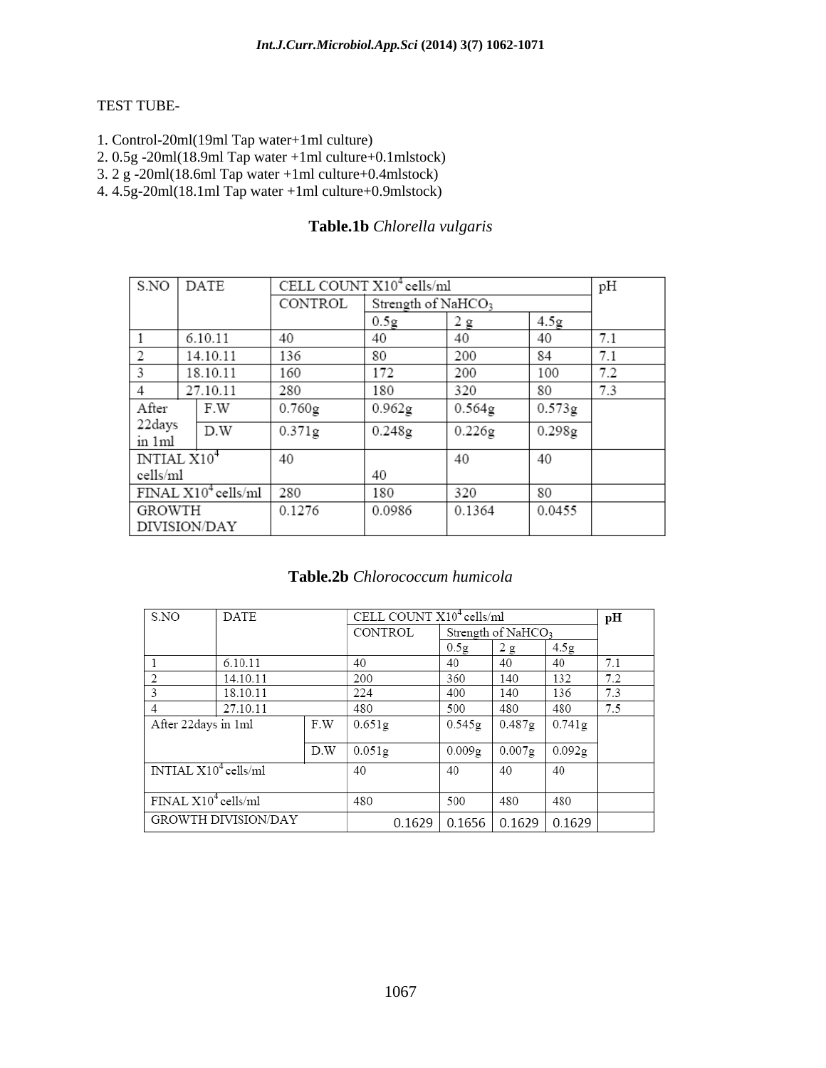TEST TUBE-

1. Control-20ml(19ml Tap water+1ml culture)
2. 0.5g -20ml(18.9ml Tap water +1ml culture+0.1mlstock)
3. 2 g -20ml(18.6ml Tap water +1ml culture+0.4mlstock)
4. 4.5g-20ml(18.1ml Tap water +1ml culture+0.9mlstock)

**Table.1b** *Chlorella vulgaris*

| S.NO | DATE | CELL COUNT X$10^4$ cells/ml | | | | pH |
|---|---|---|---|---|---|---|
| | | CONTROL | Strength of $NaHCO_3$ | | | |
| | | | 0.5g | 2 g | 4.5g | |
| 1 | 6.10.11 | 40 | 40 | 40 | 40 | 7.1 |
| 2 | 14.10.11 | 136 | 80 | 200 | 84 | 7.1 |
| 3 | 18.10.11 | 160 | 172 | 200 | 100 | 7.2 |
| 4 | 27.10.11 | 280 | 180 | 320 | 80 | 7.3 |
| After 22days in 1ml | F.W | 0.760g | 0.962g | 0.564g | 0.573g | |
| | D.W | 0.371g | 0.248g | 0.226g | 0.298g | |
| INTIAL X$10^4$ cells/ml | | 40 | 40 | 40 | 40 | |
| FINAL X$10^4$ cells/ml | | 280 | 180 | 320 | 80 | |
| GROWTH DIVISION/DAY | | 0.1276 | 0.0986 | 0.1364 | 0.0455 | |

**Table.2b** *Chlorococcum humicola*

| S.NO | DATE | CELL COUNT X$10^4$ cells/ml | | | | **pH** |
|---|---|---|---|---|---|---|
| | | CONTROL | Strength of $NaHCO_3$ | | | |
| | | | 0.5g | 2 g | 4.5g | |
| 1 | 6.10.11 | 40 | 40 | 40 | 40 | 7.1 |
| 2 | 14.10.11 | 200 | 360 | 140 | 132 | 7.2 |
| 3 | 18.10.11 | 224 | 400 | 140 | 136 | 7.3 |
| 4 | 27.10.11 | 480 | 500 | 480 | 480 | 7.5 |
| After 22days in 1ml | F.W | 0.651g | 0.545g | 0.487g | 0.741g | |
| | D.W | 0.051g | 0.009g | 0.007g | 0.092g | |
| INTIAL X$10^4$ cells/ml | | 40 | 40 | 40 | 40 | |
| FINAL X$10^4$ cells/ml | | 480 | 500 | 480 | 480 | |
| GROWTH DIVISION/DAY | | 0.1629 | 0.1656 | 0.1629 | 0.1629 | |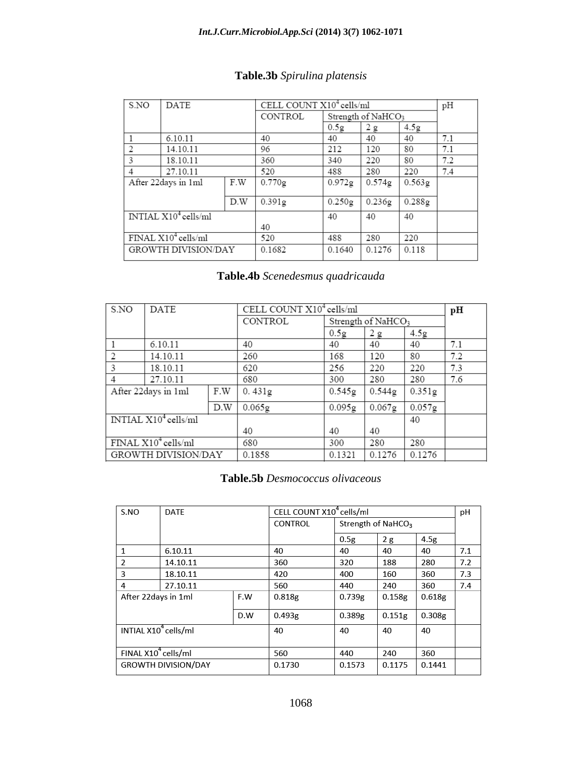**Table.3b** *Spirulina platensis*

| S.NO | DATE | | CELL COUNT X$10^4$ cells/ml | | | | pH |
|---|---|---|---|---|---|---|---|
| | | | CONTROL | Strength of $NaHCO_3$ | | | |
| | | | | 0.5g | 2 g | 4.5g | |
| 1 | 6.10.11 | | 40 | 40 | 40 | 40 | 7.1 |
| 2 | 14.10.11 | | 96 | 212 | 120 | 80 | 7.1 |
| 3 | 18.10.11 | | 360 | 340 | 220 | 80 | 7.2 |
| 4 | 27.10.11 | | 520 | 488 | 280 | 220 | 7.4 |
| After 22days in 1ml | | F.W | 0.770g | 0.972g | 0.574g | 0.563g | |
| | | D.W | 0.391g | 0.250g | 0.236g | 0.288g | |
| INTIAL X$10^4$ cells/ml | | | 40 | 40 | 40 | 40 | |
| FINAL X$10^4$ cells/ml | | | 520 | 488 | 280 | 220 | |
| GROWTH DIVISION/DAY | | | 0.1682 | 0.1640 | 0.1276 | 0.118 | |

**Table.4b** *Scenedesmus quadricauda*

| S.NO | DATE | | CELL COUNT X$10^4$ cells/ml | | | | pH |
|---|---|---|---|---|---|---|---|
| | | | CONTROL | Strength of $NaHCO_3$ | | | |
| | | | | 0.5g | 2 g | 4.5g | |
| 1 | 6.10.11 | | 40 | 40 | 40 | 40 | 7.1 |
| 2 | 14.10.11 | | 260 | 168 | 120 | 80 | 7.2 |
| 3 | 18.10.11 | | 620 | 256 | 220 | 220 | 7.3 |
| 4 | 27.10.11 | | 680 | 300 | 280 | 280 | 7.6 |
| After 22days in 1ml | | F.W | 0. 431g | 0.545g | 0.544g | 0.351g | |
| | | D.W | 0.065g | 0.095g | 0.067g | 0.057g | |
| INTIAL X$10^4$ cells/ml | | | 40 | 40 | 40 | 40 | |
| FINAL X$10^4$ cells/ml | | | 680 | 300 | 280 | 280 | |
| GROWTH DIVISION/DAY | | | 0.1858 | 0.1321 | 0.1276 | 0.1276 | |

**Table.5b** *Desmococcus olivaceous*

| S.NO | DATE | | CELL COUNT X$10^4$ cells/ml | | | | pH |
|---|---|---|---|---|---|---|---|
| | | | CONTROL | Strength of $NaHCO_3$ | | | |
| | | | | 0.5g | 2 g | 4.5g | |
| 1 | 6.10.11 | | 40 | 40 | 40 | 40 | 7.1 |
| 2 | 14.10.11 | | 360 | 320 | 188 | 280 | 7.2 |
| 3 | 18.10.11 | | 420 | 400 | 160 | 360 | 7.3 |
| 4 | 27.10.11 | | 560 | 440 | 240 | 360 | 7.4 |
| After 22days in 1ml | | F.W | 0.818g | 0.739g | 0.158g | 0.618g | |
| | | D.W | 0.493g | 0.389g | 0.151g | 0.308g | |
| INTIAL X$10^4$ cells/ml | | | 40 | 40 | 40 | 40 | |
| FINAL X$10^4$ cells/ml | | | 560 | 440 | 240 | 360 | |
| GROWTH DIVISION/DAY | | | 0.1730 | 0.1573 | 0.1175 | 0.1441 | |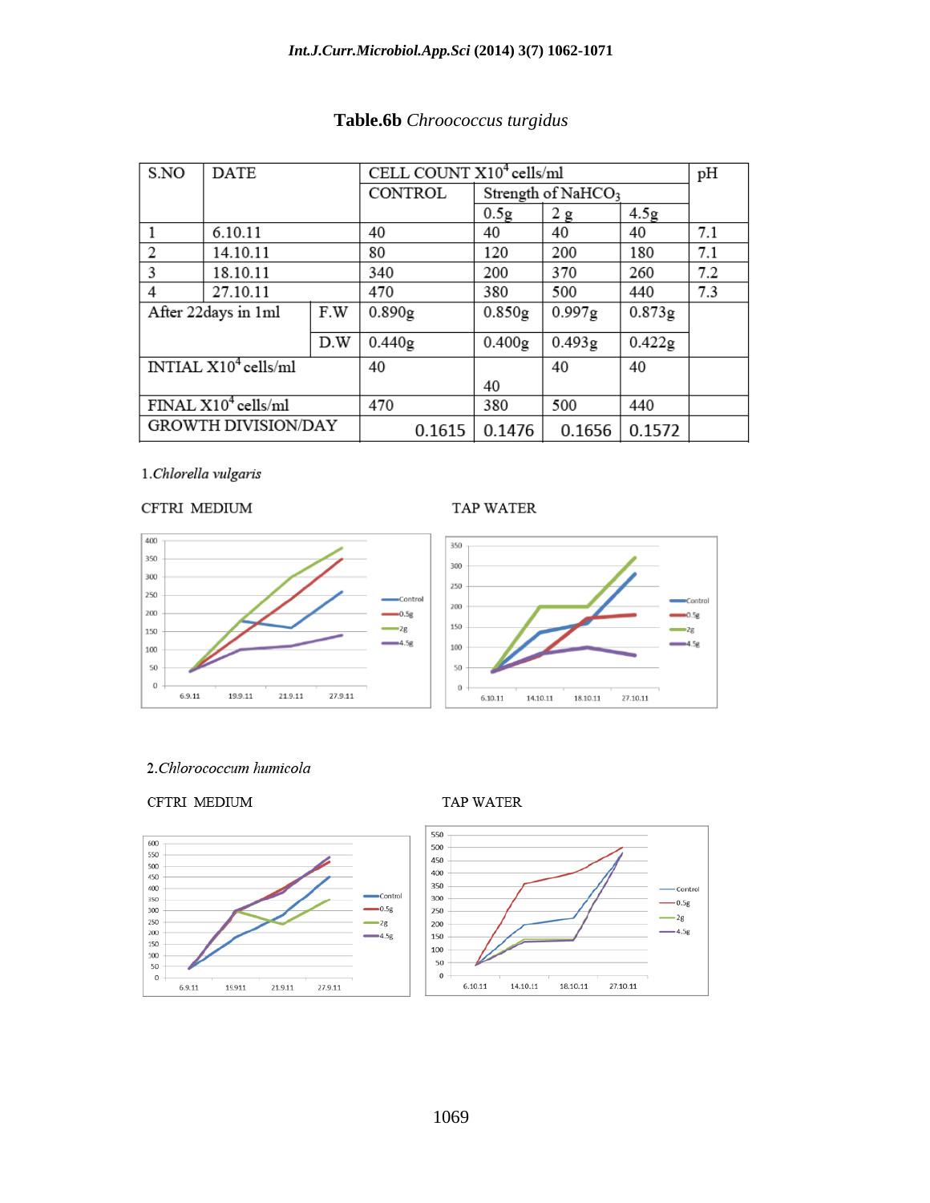**Table.6b** *Chroococcus turgidus*

| S.NO | DATE | | CELL COUNT X$10^4$ cells/ml | | | | pH |
|---|---|---|---|---|---|---|---|
| | | | CONTROL | Strength of $NaHCO_3$ | | | |
| | | | | 0.5g | 2 g | 4.5g | |
| 1 | 6.10.11 | | 40 | 40 | 40 | 40 | 7.1 |
| 2 | 14.10.11 | | 80 | 120 | 200 | 180 | 7.1 |
| 3 | 18.10.11 | | 340 | 200 | 370 | 260 | 7.2 |
| 4 | 27.10.11 | | 470 | 380 | 500 | 440 | 7.3 |
| After 22days in 1ml | | F.W | 0.890g | 0.850g | 0.997g | 0.873g | |
| | | D.W | 0.440g | 0.400g | 0.493g | 0.422g | |
| INTIAL X$10^4$ cells/ml | | | 40 | 40 | 40 | 40 | |
| FINAL X$10^4$ cells/ml | | | 470 | 380 | 500 | 440 | |
| GROWTH DIVISION/DAY | | | 0.1615 | 0.1476 | 0.1656 | 0.1572 | |

1.*Chlorella vulgaris*

CFTRI MEDIUM

TAP WATER

2.*Chlorococcum humicola*

CFTRI MEDIUM

TAP WATER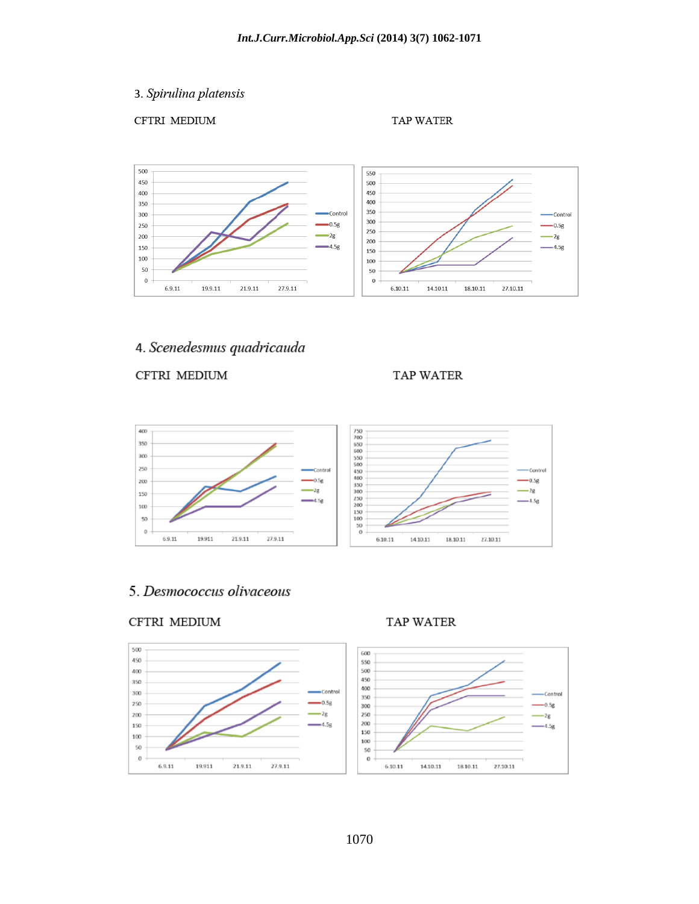3. *Spirulina platensis*

CFTRI MEDIUM TAP WATER

4. *Scenedesmus quadricauda*

CFTRI MEDIUM TAP WATER

5. *Desmococcus olivaceous*

CFTRI MEDIUM TAP WATER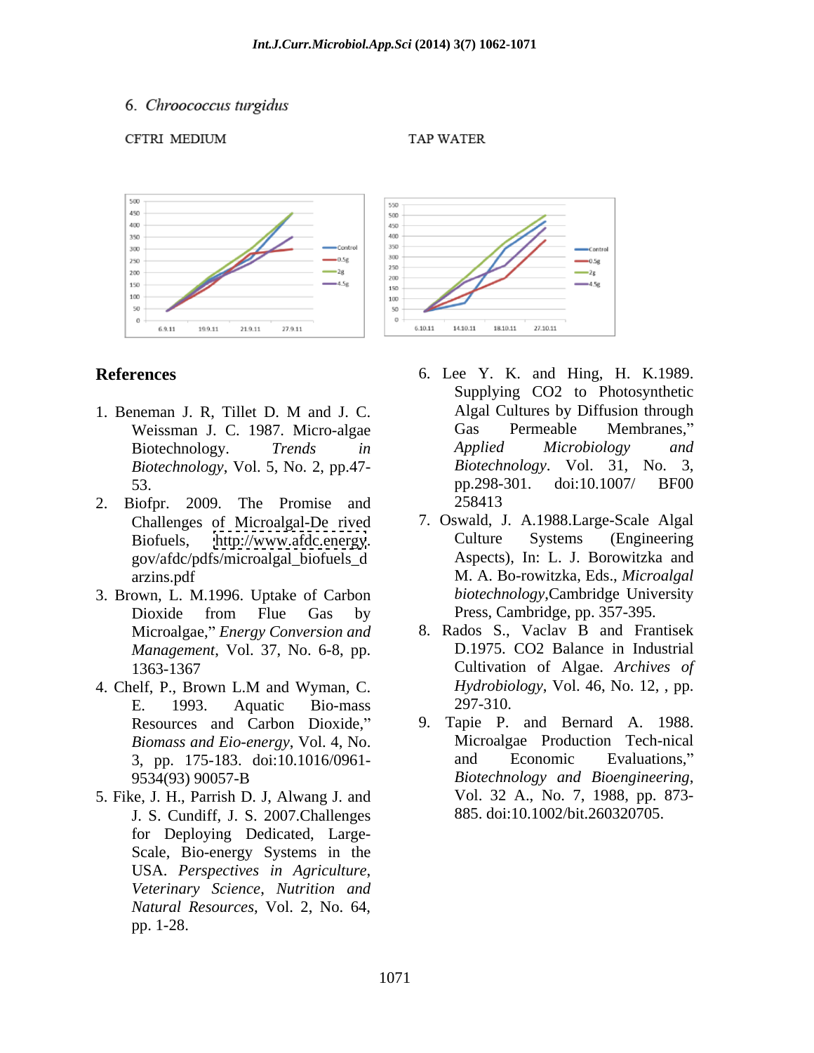6. *Chroococcus turgidus*

CFTRI MEDIUM

500
450
400
350
300
250
200
150
100
50
0

6.9.11 19.9.11 21.9.11 27.9.11

Control
0.5g
2g
4.5g

TAP WATER

550
500
450
400
350
300
250
200
150
100
50
0

6.10.11 14.10.11 18.10.11 27.10.11

Control
0.5g
2g
4.5g

## References

1. Beneman J. R, Tillet D. M and J. C. Weissman J. C. 1987. Micro-algae Biotechnology. *Trends in Biotechnology*, Vol. 5, No. 2, pp.47-53.
2. Biofpr. 2009. The Promise and Challenges of Microalgal-De rived Biofuels, http://www.afdc.energy. gov/afdc/pdfs/microalgal_biofuels_d arzins.pdf
3. Brown, L. M.1996. Uptake of Carbon Dioxide from Flue Gas by Microalgae," *Energy Conversion and Management*, Vol. 37, No. 6-8, pp. 1363-1367
4. Chelf, P., Brown L.M and Wyman, C. E. 1993. Aquatic Bio-mass Resources and Carbon Dioxide," *Biomass and Eio-energy*, Vol. 4, No. 3, pp. 175-183. doi:10.1016/0961-9534(93) 90057-B
5. Fike, J. H., Parrish D. J, Alwang J. and J. S. Cundiff, J. S. 2007.Challenges for Deploying Dedicated, Large-Scale, Bio-energy Systems in the USA. *Perspectives in Agriculture, Veterinary Science, Nutrition and Natural Resources*, Vol. 2, No. 64, pp. 1-28.
6. Lee Y. K. and Hing, H. K.1989. Supplying CO2 to Photosynthetic Algal Cultures by Diffusion through Gas Permeable Membranes," *Applied Microbiology and Biotechnology*. Vol. 31, No. 3, pp.298-301. doi:10.1007/ BF00 258413
7. Oswald, J. A.1988.Large-Scale Algal Culture Systems (Engineering Aspects), In: L. J. Borowitzka and M. A. Bo-rowitzka, Eds., *Microalgal biotechnology*,Cambridge University Press, Cambridge, pp. 357-395.
8. Rados S., Vaclav B and Frantisek D.1975. CO2 Balance in Industrial Cultivation of Algae. *Archives of Hydrobiology*, Vol. 46, No. 12, , pp. 297-310.
9. Tapie P. and Bernard A. 1988. Microalgae Production Tech-nical and Economic Evaluations," *Biotechnology and Bioengineering*, Vol. 32 A., No. 7, 1988, pp. 873-885. doi:10.1002/bit.260320705.